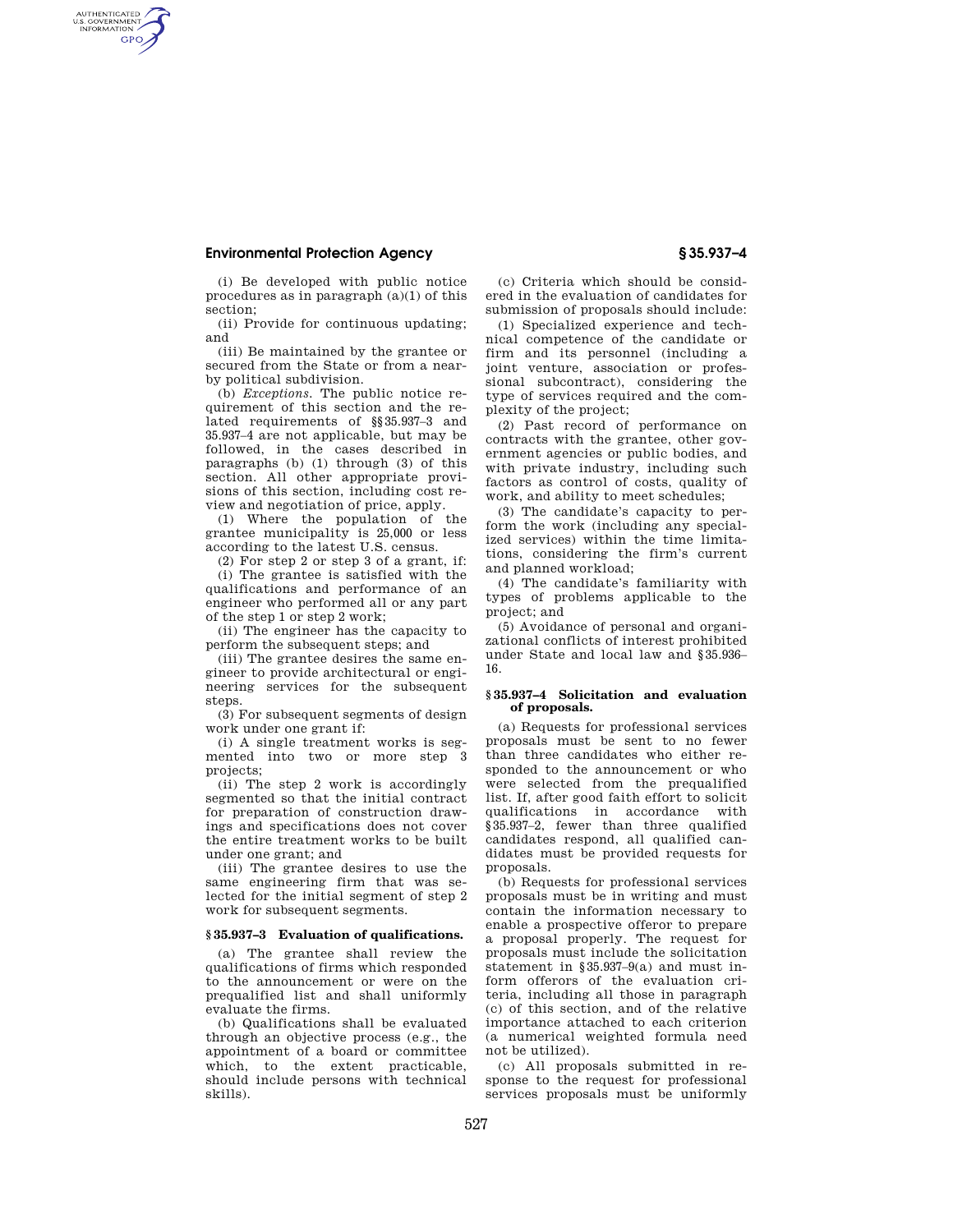(i) Be developed with public notice procedures as in paragraph (a)(1) of this section;

(ii) Provide for continuous updating; and

(iii) Be maintained by the grantee or secured from the State or from a nearby political subdivision.

(b) *Exceptions.* The public notice requirement of this section and the related requirements of §§35.937–3 and 35.937–4 are not applicable, but may be followed, in the cases described in paragraphs (b) (1) through (3) of this section. All other appropriate provisions of this section, including cost review and negotiation of price, apply.

(1) Where the population of the grantee municipality is 25,000 or less according to the latest U.S. census.

(2) For step 2 or step 3 of a grant, if:

(i) The grantee is satisfied with the qualifications and performance of an engineer who performed all or any part of the step 1 or step 2 work;

(ii) The engineer has the capacity to perform the subsequent steps; and

(iii) The grantee desires the same engineer to provide architectural or engineering services for the subsequent steps.

(3) For subsequent segments of design work under one grant if:

(i) A single treatment works is segmented into two or more step 3 projects;

(ii) The step 2 work is accordingly segmented so that the initial contract for preparation of construction drawings and specifications does not cover the entire treatment works to be built under one grant; and

(iii) The grantee desires to use the same engineering firm that was selected for the initial segment of step 2 work for subsequent segments.

### §35.937–3 Evaluation of qualifications.

(a) The grantee shall review the qualifications of firms which responded to the announcement or were on the prequalified list and shall uniformly evaluate the firms.

(b) Qualifications shall be evaluated through an objective process (e.g., the appointment of a board or committee which, to the extent practicable, should include persons with technical skills).

(c) Criteria which should be considered in the evaluation of candidates for submission of proposals should include:

(1) Specialized experience and technical competence of the candidate or firm and its personnel (including a joint venture, association or professional subcontract), considering the type of services required and the complexity of the project;

(2) Past record of performance on contracts with the grantee, other government agencies or public bodies, and with private industry, including such factors as control of costs, quality of work, and ability to meet schedules;

(3) The candidate's capacity to perform the work (including any specialized services) within the time limitations, considering the firm's current and planned workload;

(4) The candidate's familiarity with types of problems applicable to the project; and

(5) Avoidance of personal and organizational conflicts of interest prohibited under State and local law and §35.936–16.

### §35.937–4 Solicitation and evaluation of proposals.

(a) Requests for professional services proposals must be sent to no fewer than three candidates who either responded to the announcement or who were selected from the prequalified list. If, after good faith effort to solicit qualifications in accordance with §35.937–2, fewer than three qualified candidates respond, all qualified candidates must be provided requests for proposals.

(b) Requests for professional services proposals must be in writing and must contain the information necessary to enable a prospective offeror to prepare a proposal properly. The request for proposals must include the solicitation statement in §35.937–9(a) and must inform offerors of the evaluation criteria, including all those in paragraph (c) of this section, and of the relative importance attached to each criterion (a numerical weighted formula need not be utilized).

(c) All proposals submitted in response to the request for professional services proposals must be uniformly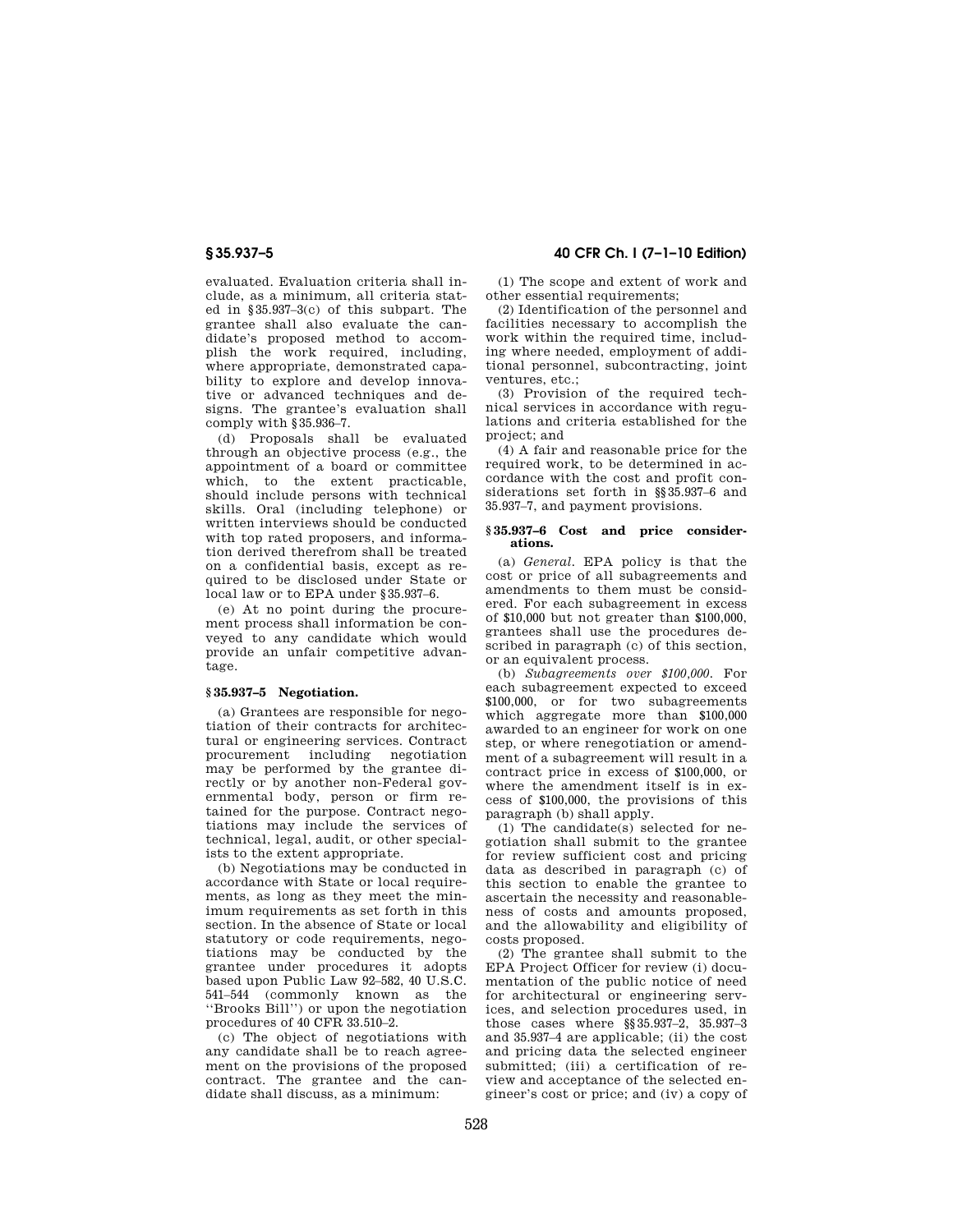evaluated. Evaluation criteria shall include, as a minimum, all criteria stated in §35.937–3(c) of this subpart. The grantee shall also evaluate the candidate's proposed method to accomplish the work required, including, where appropriate, demonstrated capability to explore and develop innovative or advanced techniques and designs. The grantee's evaluation shall comply with §35.936–7.

(d) Proposals shall be evaluated through an objective process (e.g., the appointment of a board or committee which, to the extent practicable, should include persons with technical skills. Oral (including telephone) or written interviews should be conducted with top rated proposers, and information derived therefrom shall be treated on a confidential basis, except as required to be disclosed under State or local law or to EPA under §35.937–6.

(e) At no point during the procurement process shall information be conveyed to any candidate which would provide an unfair competitive advantage.

### § 35.937–5 Negotiation.

(a) Grantees are responsible for negotiation of their contracts for architectural or engineering services. Contract procurement including negotiation may be performed by the grantee directly or by another non-Federal governmental body, person or firm retained for the purpose. Contract negotiations may include the services of technical, legal, audit, or other specialists to the extent appropriate.

(b) Negotiations may be conducted in accordance with State or local requirements, as long as they meet the minimum requirements as set forth in this section. In the absence of State or local statutory or code requirements, negotiations may be conducted by the grantee under procedures it adopts based upon Public Law 92–582, 40 U.S.C. 541–544 (commonly known as the ''Brooks Bill'') or upon the negotiation procedures of 40 CFR 33.510–2.

(c) The object of negotiations with any candidate shall be to reach agreement on the provisions of the proposed contract. The grantee and the candidate shall discuss, as a minimum:

(1) The scope and extent of work and other essential requirements;

(2) Identification of the personnel and facilities necessary to accomplish the work within the required time, including where needed, employment of additional personnel, subcontracting, joint ventures, etc.;

(3) Provision of the required technical services in accordance with regulations and criteria established for the project; and

(4) A fair and reasonable price for the required work, to be determined in accordance with the cost and profit considerations set forth in §§35.937–6 and 35.937–7, and payment provisions.

### § 35.937–6 Cost and price considerations.

(a) *General.* EPA policy is that the cost or price of all subagreements and amendments to them must be considered. For each subagreement in excess of $10,000 but not greater than $100,000, grantees shall use the procedures described in paragraph (c) of this section, or an equivalent process.

(b) *Subagreements over $100,000.* For each subagreement expected to exceed $100,000, or for two subagreements which aggregate more than $100,000 awarded to an engineer for work on one step, or where renegotiation or amendment of a subagreement will result in a contract price in excess of $100,000, or where the amendment itself is in excess of $100,000, the provisions of this paragraph (b) shall apply.

(1) The candidate(s) selected for negotiation shall submit to the grantee for review sufficient cost and pricing data as described in paragraph (c) of this section to enable the grantee to ascertain the necessity and reasonableness of costs and amounts proposed, and the allowability and eligibility of costs proposed.

(2) The grantee shall submit to the EPA Project Officer for review (i) documentation of the public notice of need for architectural or engineering services, and selection procedures used, in those cases where §§35.937–2, 35.937–3 and 35.937–4 are applicable; (ii) the cost and pricing data the selected engineer submitted; (iii) a certification of review and acceptance of the selected engineer's cost or price; and (iv) a copy of